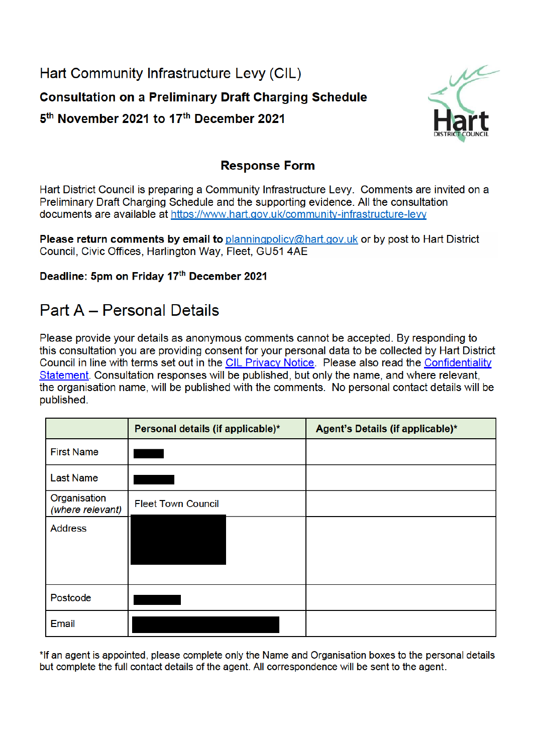# Hart Community Infrastructure Levy (CIL)

**Consultation on a Preliminary Draft Charging Schedule**

**5th November 2021 to 17th December 2021**

## Response Form

Hart District Council is preparing a Community Infrastructure Levy. Comments are invited on a Preliminary Draft Charging Schedule and the supporting evidence. All the consultation documents are available at https://www.hart.gov.uk/community-infrastructure-levy

**Please return comments by email to** planningpolicy@hart.gov.uk or by post to Hart District Council, Civic Offices, Harlington Way, Fleet, GU51 4AE

**Deadline: 5pm on Friday 17th December 2021**

## Part A – Personal Details

Please provide your details as anonymous comments cannot be accepted. By responding to this consultation you are providing consent for your personal data to be collected by Hart District Council in line with terms set out in the CIL Privacy Notice. Please also read the Confidentiality Statement. Consultation responses will be published, but only the name, and where relevant, the organisation name, will be published with the comments. No personal contact details will be published.

| | Personal details (if applicable)* | Agent's Details (if applicable)* |
|---|---|---|
| First Name | [REDACTED] | |
| Last Name | [REDACTED] | |
| Organisation *(where relevant)* | Fleet Town Council | |
| Address | [REDACTED] | |
| Postcode | [REDACTED] | |
| Email | [REDACTED] | |

*If an agent is appointed, please complete only the Name and Organisation boxes to the personal details but complete the full contact details of the agent. All correspondence will be sent to the agent.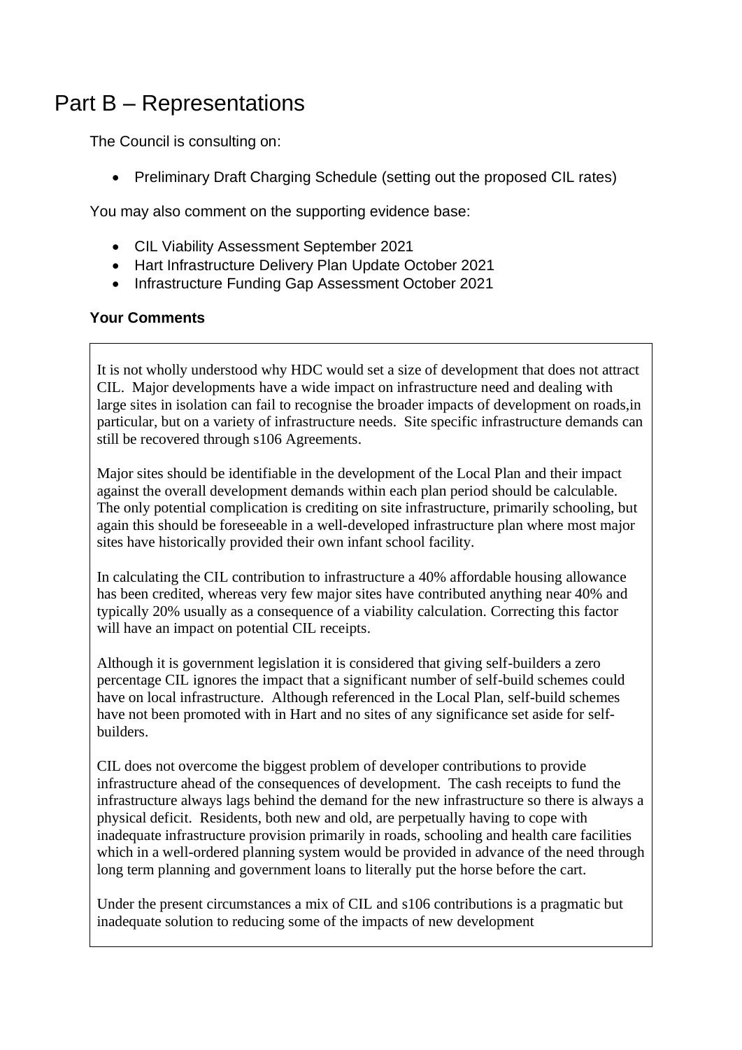# Part B – Representations

The Council is consulting on:

- Preliminary Draft Charging Schedule (setting out the proposed CIL rates)

You may also comment on the supporting evidence base:

- CIL Viability Assessment September 2021
- Hart Infrastructure Delivery Plan Update October 2021
- Infrastructure Funding Gap Assessment October 2021

### Your Comments

It is not wholly understood why HDC would set a size of development that does not attract CIL. Major developments have a wide impact on infrastructure need and dealing with large sites in isolation can fail to recognise the broader impacts of development on roads,in particular, but on a variety of infrastructure needs. Site specific infrastructure demands can still be recovered through s106 Agreements.

Major sites should be identifiable in the development of the Local Plan and their impact against the overall development demands within each plan period should be calculable. The only potential complication is crediting on site infrastructure, primarily schooling, but again this should be foreseeable in a well-developed infrastructure plan where most major sites have historically provided their own infant school facility.

In calculating the CIL contribution to infrastructure a 40% affordable housing allowance has been credited, whereas very few major sites have contributed anything near 40% and typically 20% usually as a consequence of a viability calculation. Correcting this factor will have an impact on potential CIL receipts.

Although it is government legislation it is considered that giving self-builders a zero percentage CIL ignores the impact that a significant number of self-build schemes could have on local infrastructure. Although referenced in the Local Plan, self-build schemes have not been promoted with in Hart and no sites of any significance set aside for self-builders.

CIL does not overcome the biggest problem of developer contributions to provide infrastructure ahead of the consequences of development. The cash receipts to fund the infrastructure always lags behind the demand for the new infrastructure so there is always a physical deficit. Residents, both new and old, are perpetually having to cope with inadequate infrastructure provision primarily in roads, schooling and health care facilities which in a well-ordered planning system would be provided in advance of the need through long term planning and government loans to literally put the horse before the cart.

Under the present circumstances a mix of CIL and s106 contributions is a pragmatic but inadequate solution to reducing some of the impacts of new development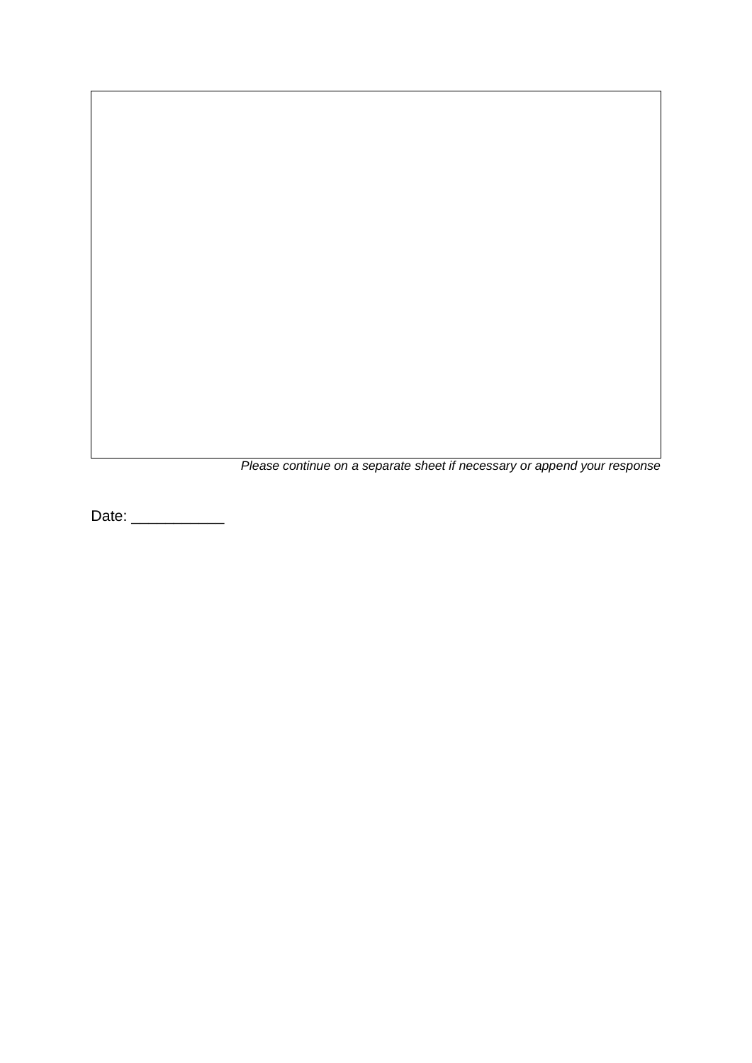*Please continue on a separate sheet if necessary or append your response*

Date: ___________